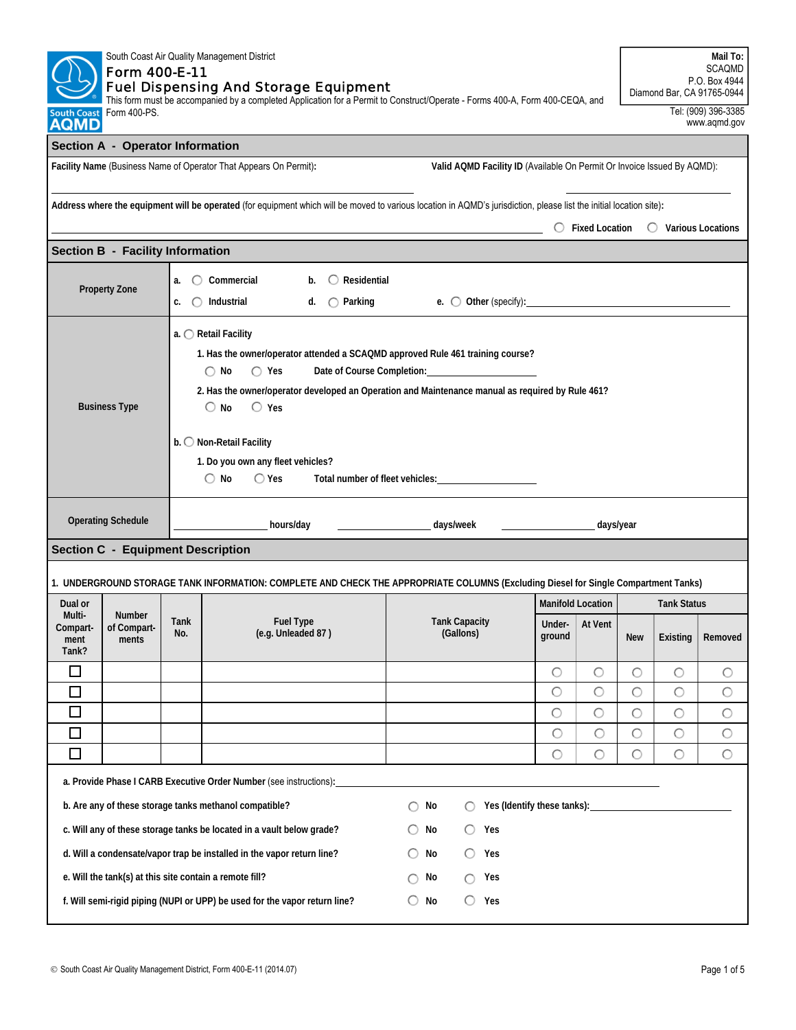South Coast Air Quality Management District

# Form 400-E-11
# Fuel Dispensing And Storage Equipment

This form must be accompanied by a completed Application for a Permit to Construct/Operate - Forms 400-A, Form 400-CEQA, and Form 400-PS.

**Mail To:**
SCAQMD
P.O. Box 4944
Diamond Bar, CA 91765-0944

Tel: (909) 396-3385
www.aqmd.gov

## Section A - Operator Information

**Facility Name** (Business Name of Operator That Appears On Permit): ______________________

**Valid AQMD Facility ID** (Available On Permit Or Invoice Issued By AQMD): ______________________

**Address where the equipment will be operated** (for equipment which will be moved to various location in AQMD's jurisdiction, please list the initial location site): ______________________

◯ Fixed Location ◯ Various Locations

## Section B - Facility Information

**Property Zone**

a. ◯ Commercial b. ◯ Residential
c. ◯ Industrial d. ◯ Parking e. ◯ Other (specify): ______________________

**Business Type**

a. ◯ Retail Facility

1. Has the owner/operator attended a SCAQMD approved Rule 461 training course?
   ◯ No ◯ Yes Date of Course Completion: ______________________
2. Has the owner/operator developed an Operation and Maintenance manual as required by Rule 461?
   ◯ No ◯ Yes

b. ◯ Non-Retail Facility

1. Do you own any fleet vehicles?
   ◯ No ◯ Yes Total number of fleet vehicles: ______________________

**Operating Schedule**

________ hours/day ________ days/week ________ days/year

## Section C - Equipment Description

**1. UNDERGROUND STORAGE TANK INFORMATION: COMPLETE AND CHECK THE APPROPRIATE COLUMNS (Excluding Diesel for Single Compartment Tanks)**

| Dual or Multi-Compartment Tank? | Number of Compartments | Tank No. | Fuel Type (e.g. Unleaded 87) | Tank Capacity (Gallons) | Manifold Location | | Tank Status | | |
|---|---|---|---|---|---|---|---|---|---|
| | | | | | Underground | At Vent | New | Existing | Removed |
| ☐ | | | | | ◯ | ◯ | ◯ | ◯ | ◯ |
| ☐ | | | | | ◯ | ◯ | ◯ | ◯ | ◯ |
| ☐ | | | | | ◯ | ◯ | ◯ | ◯ | ◯ |
| ☐ | | | | | ◯ | ◯ | ◯ | ◯ | ◯ |
| ☐ | | | | | ◯ | ◯ | ◯ | ◯ | ◯ |

a. **Provide Phase I CARB Executive Order Number** (see instructions): ______________________

b. **Are any of these storage tanks methanol compatible?** ◯ No ◯ Yes (Identify these tanks): ______________________

c. **Will any of these storage tanks be located in a vault below grade?** ◯ No ◯ Yes

d. **Will a condensate/vapor trap be installed in the vapor return line?** ◯ No ◯ Yes

e. **Will the tank(s) at this site contain a remote fill?** ◯ No ◯ Yes

f. **Will semi-rigid piping (NUPI or UPP) be used for the vapor return line?** ◯ No ◯ Yes

© South Coast Air Quality Management District, Form 400-E-11 (2014.07)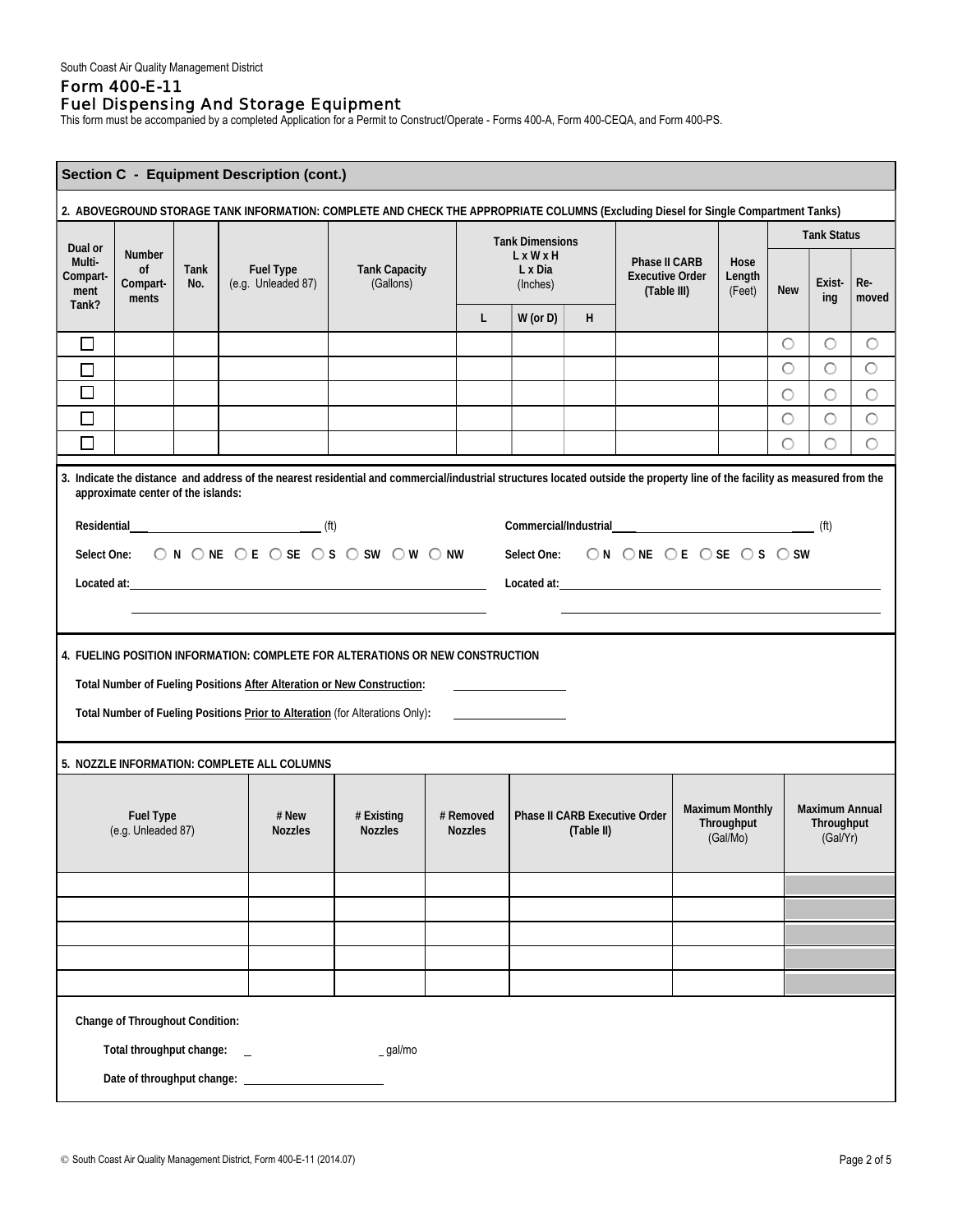South Coast Air Quality Management District

# Form 400-E-11
## Fuel Dispensing And Storage Equipment

This form must be accompanied by a completed Application for a Permit to Construct/Operate - Forms 400-A, Form 400-CEQA, and Form 400-PS.

### Section C - Equipment Description (cont.)

**2. ABOVEGROUND STORAGE TANK INFORMATION: COMPLETE AND CHECK THE APPROPRIATE COLUMNS (Excluding Diesel for Single Compartment Tanks)**

| Dual or Multi-Compart-ment Tank? | Number of Compart-ments | Tank No. | Fuel Type (e.g. Unleaded 87) | Tank Capacity (Gallons) | Tank Dimensions L x W x H L x Dia (Inches) | | | Phase II CARB Executive Order (Table III) | Hose Length (Feet) | Tank Status | | |
|---|---|---|---|---|---|---|---|---|---|---|---|---|
| | | | | | L | W (or D) | H | | | New | Exist-ing | Re-moved |
| ☐ | | | | | | | | | | ○ | ○ | ○ |
| ☐ | | | | | | | | | | ○ | ○ | ○ |
| ☐ | | | | | | | | | | ○ | ○ | ○ |
| ☐ | | | | | | | | | | ○ | ○ | ○ |
| ☐ | | | | | | | | | | ○ | ○ | ○ |

**3. Indicate the distance and address of the nearest residential and commercial/industrial structures located outside the property line of the facility as measured from the approximate center of the islands:**

**Residential** ______________________ (ft)

**Select One:** ○ N ○ NE ○ E ○ SE ○ S ○ SW ○ W ○ NW

**Located at:** ______________________________________________

______________________________________________

**Commercial/Industrial** ______________________ (ft)

**Select One:** ○ N ○ NE ○ E ○ SE ○ S ○ SW

**Located at:** ______________________________________________

______________________________________________

**4. FUELING POSITION INFORMATION: COMPLETE FOR ALTERATIONS OR NEW CONSTRUCTION**

**Total Number of Fueling Positions After Alteration or New Construction:** ______________

**Total Number of Fueling Positions Prior to Alteration (for Alterations Only):** ______________

**5. NOZZLE INFORMATION: COMPLETE ALL COLUMNS**

| Fuel Type (e.g. Unleaded 87) | # New Nozzles | # Existing Nozzles | # Removed Nozzles | Phase II CARB Executive Order (Table II) | Maximum Monthly Throughput (Gal/Mo) | Maximum Annual Throughput (Gal/Yr) |
|---|---|---|---|---|---|---|
| | | | | | | |
| | | | | | | |
| | | | | | | |
| | | | | | | |
| | | | | | | |

**Change of Throughout Condition:**

**Total throughput change:** ______________________ gal/mo

**Date of throughput change:** ______________________

© South Coast Air Quality Management District, Form 400-E-11 (2014.07)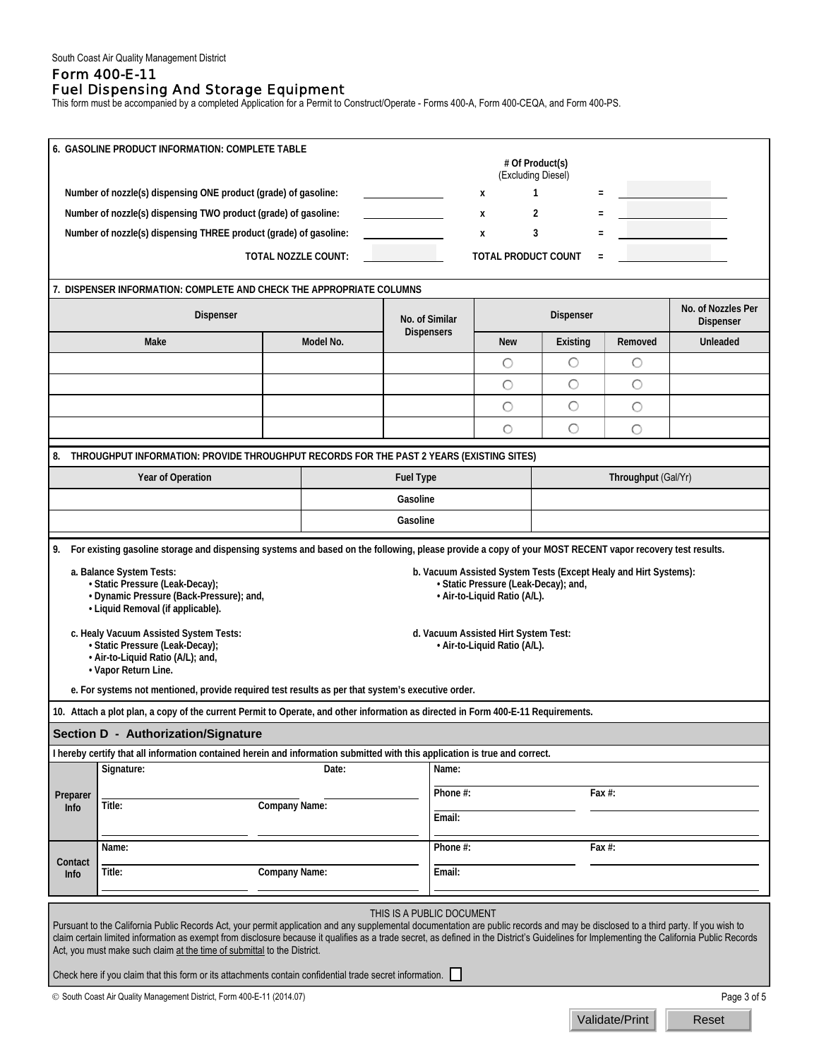South Coast Air Quality Management District

# Form 400-E-11
## Fuel Dispensing And Storage Equipment

This form must be accompanied by a completed Application for a Permit to Construct/Operate - Forms 400-A, Form 400-CEQA, and Form 400-PS.

### 6. GASOLINE PRODUCT INFORMATION: COMPLETE TABLE

| | | | # Of Product(s) (Excluding Diesel) | | |
|---|---|---|---|---|---|
| Number of nozzle(s) dispensing ONE product (grade) of gasoline: | ______ | x | 1 | = | ______ |
| Number of nozzle(s) dispensing TWO product (grade) of gasoline: | ______ | x | 2 | = | ______ |
| Number of nozzle(s) dispensing THREE product (grade) of gasoline: | ______ | x | 3 | = | ______ |
| TOTAL NOZZLE COUNT: | ______ | | TOTAL PRODUCT COUNT | = | ______ |

### 7. DISPENSER INFORMATION: COMPLETE AND CHECK THE APPROPRIATE COLUMNS

| Dispenser | | No. of Similar Dispensers | Dispenser | | | No. of Nozzles Per Dispenser |
|---|---|---|---|---|---|---|
| Make | Model No. | | New | Existing | Removed | Unleaded |
| | | | ○ | ○ | ○ | |
| | | | ○ | ○ | ○ | |
| | | | ○ | ○ | ○ | |
| | | | ○ | ○ | ○ | |

### 8. THROUGHPUT INFORMATION: PROVIDE THROUGHPUT RECORDS FOR THE PAST 2 YEARS (EXISTING SITES)

| Year of Operation | Fuel Type | Throughput (Gal/Yr) |
|---|---|---|
| | Gasoline | |
| | Gasoline | |

### 9. For existing gasoline storage and dispensing systems and based on the following, please provide a copy of your MOST RECENT vapor recovery test results.

a. Balance System Tests:
- Static Pressure (Leak-Decay);
- Dynamic Pressure (Back-Pressure); and,
- Liquid Removal (if applicable).

b. Vacuum Assisted System Tests (Except Healy and Hirt Systems):
- Static Pressure (Leak-Decay); and,
- Air-to-Liquid Ratio (A/L).

c. Healy Vacuum Assisted System Tests:
- Static Pressure (Leak-Decay);
- Air-to-Liquid Ratio (A/L); and,
- Vapor Return Line.

d. Vacuum Assisted Hirt System Test:
- Air-to-Liquid Ratio (A/L).

e. For systems not mentioned, provide required test results as per that system's executive order.

### 10. Attach a plot plan, a copy of the current Permit to Operate, and other information as directed in Form 400-E-11 Requirements.

## Section D - Authorization/Signature

I hereby certify that all information contained herein and information submitted with this application is true and correct.

| | | | | |
|---|---|---|---|---|
| Preparer Info | Signature: | Date: | Name: | |
| | | | Phone #: | Fax #: |
| | Title: | Company Name: | Email: | |
| Contact Info | Name: | | Phone #: | Fax #: |
| | Title: | Company Name: | Email: | |

THIS IS A PUBLIC DOCUMENT

Pursuant to the California Public Records Act, your permit application and any supplemental documentation are public records and may be disclosed to a third party. If you wish to claim certain limited information as exempt from disclosure because it qualifies as a trade secret, as defined in the District's Guidelines for Implementing the California Public Records Act, you must make such claim at the time of submittal to the District.

Check here if you claim that this form or its attachments contain confidential trade secret information. ☐

© South Coast Air Quality Management District, Form 400-E-11 (2014.07)

Validate/Print | Reset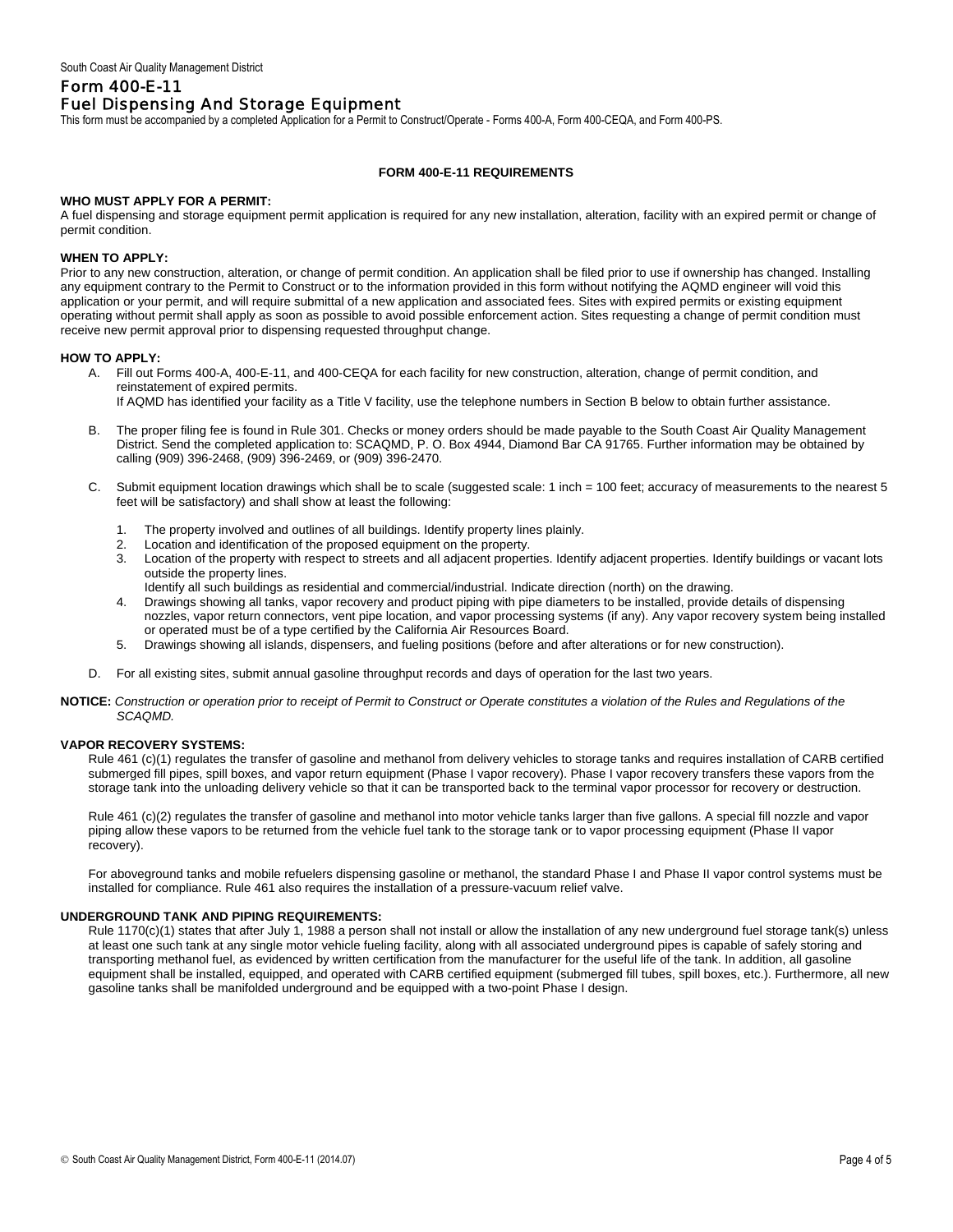South Coast Air Quality Management District

# Form 400-E-11
# Fuel Dispensing And Storage Equipment

This form must be accompanied by a completed Application for a Permit to Construct/Operate - Forms 400-A, Form 400-CEQA, and Form 400-PS.

## FORM 400-E-11 REQUIREMENTS

**WHO MUST APPLY FOR A PERMIT:**
A fuel dispensing and storage equipment permit application is required for any new installation, alteration, facility with an expired permit or change of permit condition.

**WHEN TO APPLY:**
Prior to any new construction, alteration, or change of permit condition. An application shall be filed prior to use if ownership has changed. Installing any equipment contrary to the Permit to Construct or to the information provided in this form without notifying the AQMD engineer will void this application or your permit, and will require submittal of a new application and associated fees. Sites with expired permits or existing equipment operating without permit shall apply as soon as possible to avoid possible enforcement action. Sites requesting a change of permit condition must receive new permit approval prior to dispensing requested throughput change.

**HOW TO APPLY:**

A. Fill out Forms 400-A, 400-E-11, and 400-CEQA for each facility for new construction, alteration, change of permit condition, and reinstatement of expired permits.
If AQMD has identified your facility as a Title V facility, use the telephone numbers in Section B below to obtain further assistance.

B. The proper filing fee is found in Rule 301. Checks or money orders should be made payable to the South Coast Air Quality Management District. Send the completed application to: SCAQMD, P. O. Box 4944, Diamond Bar CA 91765. Further information may be obtained by calling (909) 396-2468, (909) 396-2469, or (909) 396-2470.

C. Submit equipment location drawings which shall be to scale (suggested scale: 1 inch = 100 feet; accuracy of measurements to the nearest 5 feet will be satisfactory) and shall show at least the following:

   1. The property involved and outlines of all buildings. Identify property lines plainly.
   2. Location and identification of the proposed equipment on the property.
   3. Location of the property with respect to streets and all adjacent properties. Identify adjacent properties. Identify buildings or vacant lots outside the property lines.
      Identify all such buildings as residential and commercial/industrial. Indicate direction (north) on the drawing.
   4. Drawings showing all tanks, vapor recovery and product piping with pipe diameters to be installed, provide details of dispensing nozzles, vapor return connectors, vent pipe location, and vapor processing systems (if any). Any vapor recovery system being installed or operated must be of a type certified by the California Air Resources Board.
   5. Drawings showing all islands, dispensers, and fueling positions (before and after alterations or for new construction).

D. For all existing sites, submit annual gasoline throughput records and days of operation for the last two years.

**NOTICE:** *Construction or operation prior to receipt of Permit to Construct or Operate constitutes a violation of the Rules and Regulations of the SCAQMD.*

**VAPOR RECOVERY SYSTEMS:**

Rule 461 (c)(1) regulates the transfer of gasoline and methanol from delivery vehicles to storage tanks and requires installation of CARB certified submerged fill pipes, spill boxes, and vapor return equipment (Phase I vapor recovery). Phase I vapor recovery transfers these vapors from the storage tank into the unloading delivery vehicle so that it can be transported back to the terminal vapor processor for recovery or destruction.

Rule 461 (c)(2) regulates the transfer of gasoline and methanol into motor vehicle tanks larger than five gallons. A special fill nozzle and vapor piping allow these vapors to be returned from the vehicle fuel tank to the storage tank or to vapor processing equipment (Phase II vapor recovery).

For aboveground tanks and mobile refuelers dispensing gasoline or methanol, the standard Phase I and Phase II vapor control systems must be installed for compliance. Rule 461 also requires the installation of a pressure-vacuum relief valve.

**UNDERGROUND TANK AND PIPING REQUIREMENTS:**

Rule 1170(c)(1) states that after July 1, 1988 a person shall not install or allow the installation of any new underground fuel storage tank(s) unless at least one such tank at any single motor vehicle fueling facility, along with all associated underground pipes is capable of safely storing and transporting methanol fuel, as evidenced by written certification from the manufacturer for the useful life of the tank. In addition, all gasoline equipment shall be installed, equipped, and operated with CARB certified equipment (submerged fill tubes, spill boxes, etc.). Furthermore, all new gasoline tanks shall be manifolded underground and be equipped with a two-point Phase I design.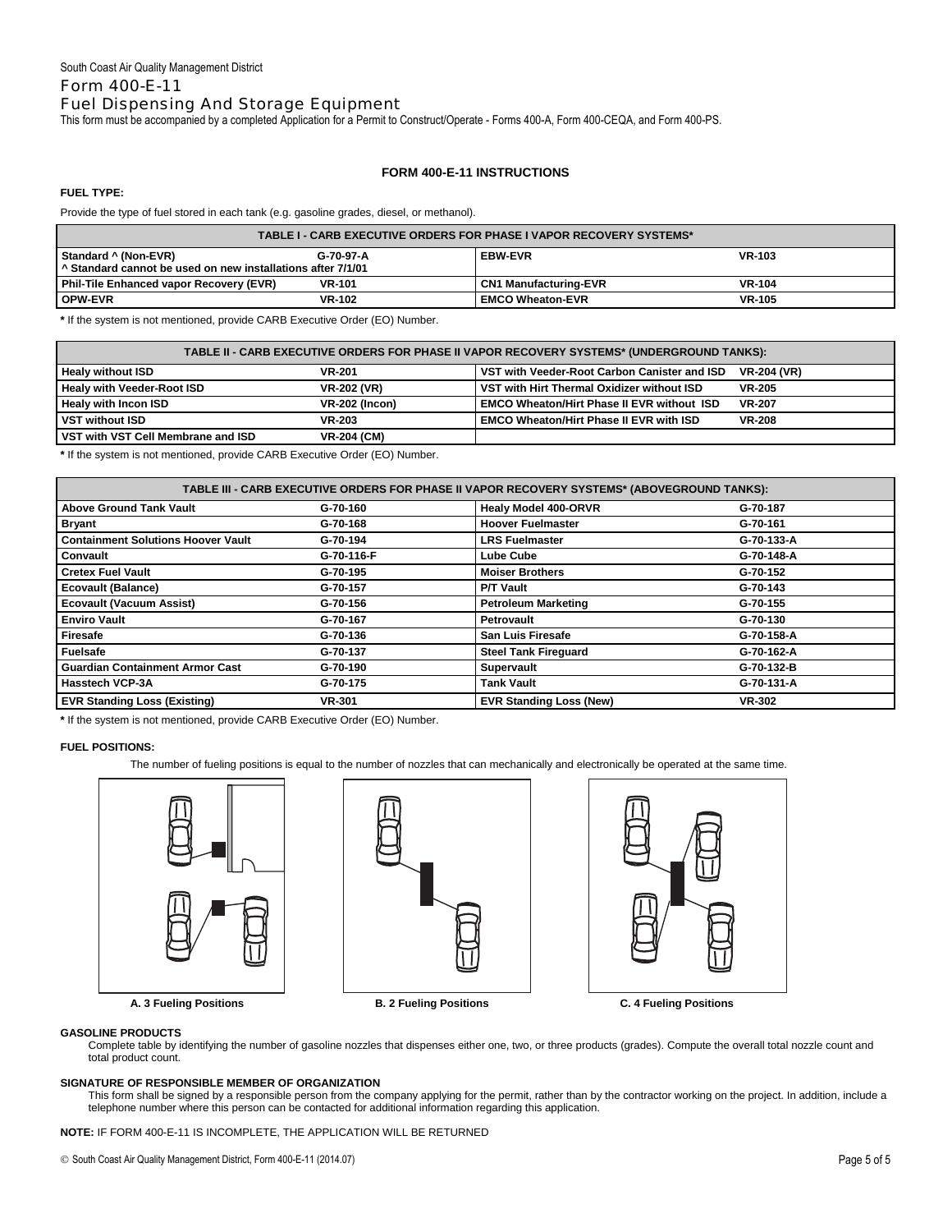South Coast Air Quality Management District

# Form 400-E-11

## Fuel Dispensing And Storage Equipment

This form must be accompanied by a completed Application for a Permit to Construct/Operate - Forms 400-A, Form 400-CEQA, and Form 400-PS.

### FORM 400-E-11 INSTRUCTIONS

**FUEL TYPE:**

Provide the type of fuel stored in each tank (e.g. gasoline grades, diesel, or methanol).

| TABLE I - CARB EXECUTIVE ORDERS FOR PHASE I VAPOR RECOVERY SYSTEMS* | | | |
|---|---|---|---|
| **Standard ^ (Non-EVR)** ^ Standard cannot be used on new installations after 7/1/01 | **G-70-97-A** | **EBW-EVR** | **VR-103** |
| **Phil-Tile Enhanced vapor Recovery (EVR)** | **VR-101** | **CN1 Manufacturing-EVR** | **VR-104** |
| **OPW-EVR** | **VR-102** | **EMCO Wheaton-EVR** | **VR-105** |

**\*** If the system is not mentioned, provide CARB Executive Order (EO) Number.

| TABLE II - CARB EXECUTIVE ORDERS FOR PHASE II VAPOR RECOVERY SYSTEMS* (UNDERGROUND TANKS): | | | |
|---|---|---|---|
| **Healy without ISD** | **VR-201** | **VST with Veeder-Root Carbon Canister and ISD** | **VR-204 (VR)** |
| **Healy with Veeder-Root ISD** | **VR-202 (VR)** | **VST with Hirt Thermal Oxidizer without ISD** | **VR-205** |
| **Healy with Incon ISD** | **VR-202 (Incon)** | **EMCO Wheaton/Hirt Phase II EVR without ISD** | **VR-207** |
| **VST without ISD** | **VR-203** | **EMCO Wheaton/Hirt Phase II EVR with ISD** | **VR-208** |
| **VST with VST Cell Membrane and ISD** | **VR-204 (CM)** | | |

**\*** If the system is not mentioned, provide CARB Executive Order (EO) Number.

| TABLE III - CARB EXECUTIVE ORDERS FOR PHASE II VAPOR RECOVERY SYSTEMS* (ABOVEGROUND TANKS): | | | |
|---|---|---|---|
| **Above Ground Tank Vault** | **G-70-160** | **Healy Model 400-ORVR** | **G-70-187** |
| **Bryant** | **G-70-168** | **Hoover Fuelmaster** | **G-70-161** |
| **Containment Solutions Hoover Vault** | **G-70-194** | **LRS Fuelmaster** | **G-70-133-A** |
| **Convault** | **G-70-116-F** | **Lube Cube** | **G-70-148-A** |
| **Cretex Fuel Vault** | **G-70-195** | **Moiser Brothers** | **G-70-152** |
| **Ecovault (Balance)** | **G-70-157** | **P/T Vault** | **G-70-143** |
| **Ecovault (Vacuum Assist)** | **G-70-156** | **Petroleum Marketing** | **G-70-155** |
| **Enviro Vault** | **G-70-167** | **Petrovault** | **G-70-130** |
| **Firesafe** | **G-70-136** | **San Luis Firesafe** | **G-70-158-A** |
| **Fuelsafe** | **G-70-137** | **Steel Tank Fireguard** | **G-70-162-A** |
| **Guardian Containment Armor Cast** | **G-70-190** | **Supervault** | **G-70-132-B** |
| **Hasstech VCP-3A** | **G-70-175** | **Tank Vault** | **G-70-131-A** |
| **EVR Standing Loss (Existing)** | **VR-301** | **EVR Standing Loss (New)** | **VR-302** |

**\*** If the system is not mentioned, provide CARB Executive Order (EO) Number.

**FUEL POSITIONS:**

The number of fueling positions is equal to the number of nozzles that can mechanically and electronically be operated at the same time.

**A. 3 Fueling Positions** **B. 2 Fueling Positions** **C. 4 Fueling Positions**

**GASOLINE PRODUCTS**

Complete table by identifying the number of gasoline nozzles that dispenses either one, two, or three products (grades). Compute the overall total nozzle count and total product count.

**SIGNATURE OF RESPONSIBLE MEMBER OF ORGANIZATION**

This form shall be signed by a responsible person from the company applying for the permit, rather than by the contractor working on the project. In addition, include a telephone number where this person can be contacted for additional information regarding this application.

**NOTE:** IF FORM 400-E-11 IS INCOMPLETE, THE APPLICATION WILL BE RETURNED

© South Coast Air Quality Management District, Form 400-E-11 (2014.07)